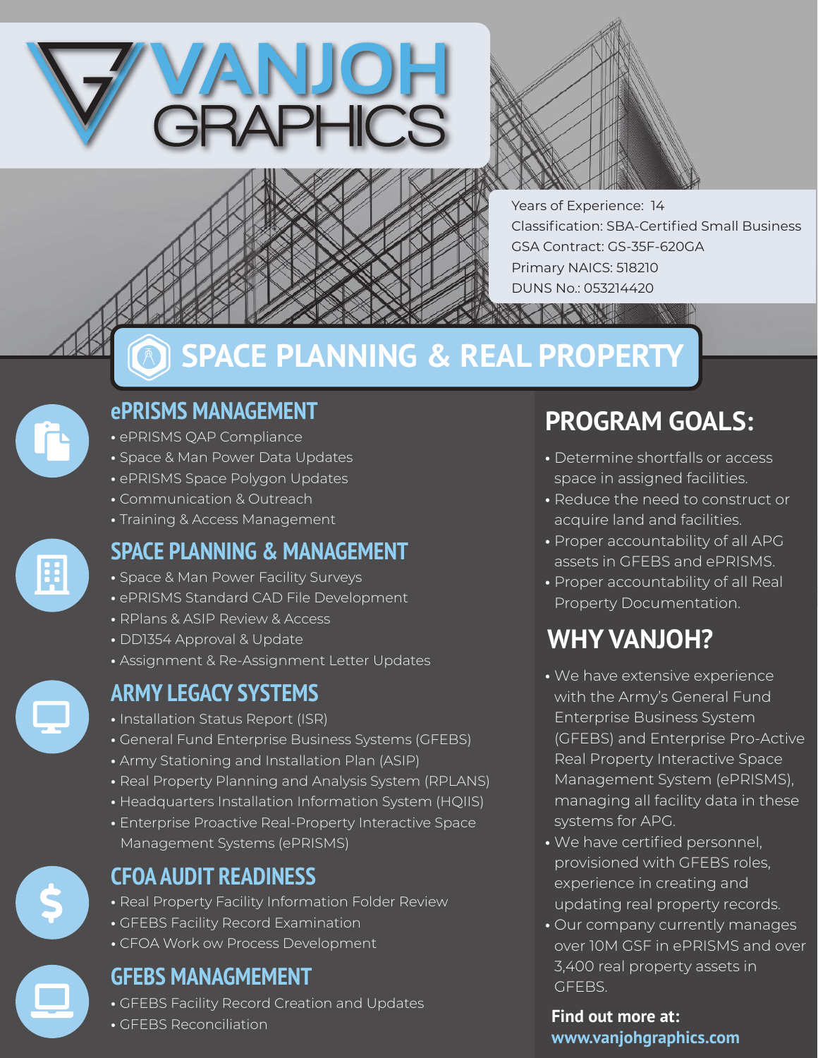# VANJOH GRAPHICS

Years of Experience: 14
Classification: SBA-Certified Small Business
GSA Contract: GS-35F-620GA
Primary NAICS: 518210
DUNS No.: 053214420

## SPACE PLANNING & REAL PROPERTY

### ePRISMS MANAGEMENT

- ePRISMS QAP Compliance
- Space & Man Power Data Updates
- ePRISMS Space Polygon Updates
- Communication & Outreach
- Training & Access Management

### SPACE PLANNING & MANAGEMENT

- Space & Man Power Facility Surveys
- ePRISMS Standard CAD File Development
- RPlans & ASIP Review & Access
- DD1354 Approval & Update
- Assignment & Re-Assignment Letter Updates

### ARMY LEGACY SYSTEMS

- Installation Status Report (ISR)
- General Fund Enterprise Business Systems (GFEBS)
- Army Stationing and Installation Plan (ASIP)
- Real Property Planning and Analysis System (RPLANS)
- Headquarters Installation Information System (HQIIS)
- Enterprise Proactive Real-Property Interactive Space Management Systems (ePRISMS)

### CFOA AUDIT READINESS

- Real Property Facility Information Folder Review
- GFEBS Facility Record Examination
- CFOA Work ow Process Development

### GFEBS MANAGMENT

- GFEBS Facility Record Creation and Updates
- GFEBS Reconciliation

## PROGRAM GOALS:

- Determine shortfalls or access space in assigned facilities.
- Reduce the need to construct or acquire land and facilities.
- Proper accountability of all APG assets in GFEBS and ePRISMS.
- Proper accountability of all Real Property Documentation.

## WHY VANJOH?

- We have extensive experience with the Army's General Fund Enterprise Business System (GFEBS) and Enterprise Pro-Active Real Property Interactive Space Management System (ePRISMS), managing all facility data in these systems for APG.
- We have certified personnel, provisioned with GFEBS roles, experience in creating and updating real property records.
- Our company currently manages over 10M GSF in ePRISMS and over 3,400 real property assets in GFEBS.

**Find out more at:**
**www.vanjohgraphics.com**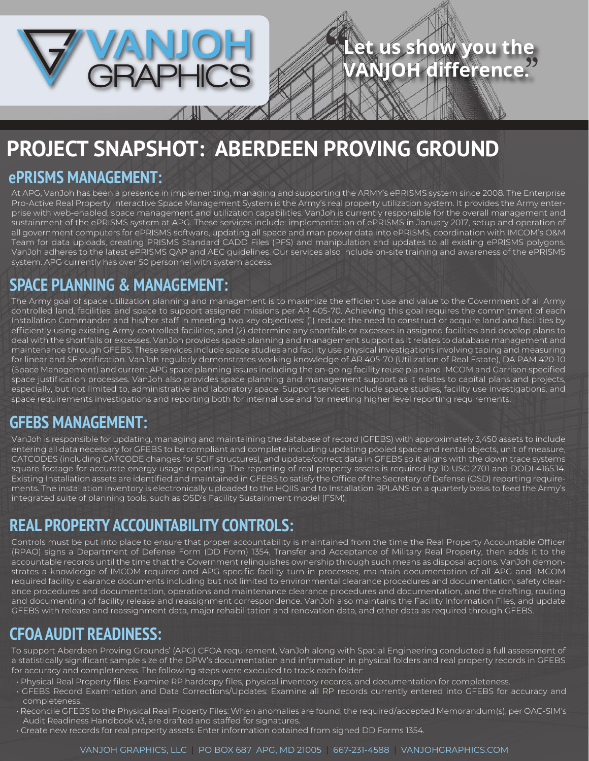VANJOH GRAPHICS

"Let us show you the VANJOH difference."

# PROJECT SNAPSHOT: ABERDEEN PROVING GROUND

## ePRISMS MANAGEMENT:

At APG, VanJoh has been a presence in implementing, managing and supporting the ARMY's ePRISMS system since 2008. The Enterprise Pro-Active Real Property Interactive Space Management System is the Army's real property utilization system. It provides the Army enterprise with web-enabled, space management and utilization capabilities. VanJoh is currently responsible for the overall management and sustainment of the ePRISMS system at APG. These services include: implementation of ePRISMS in January 2017, setup and operation of all government computers for ePRISMS software, updating all space and man power data into ePRISMS, coordination with IMCOM's O&M Team for data uploads, creating PRISMS Standard CADD Files (PFS) and manipulation and updates to all existing ePRISMS polygons. VanJoh adheres to the latest ePRISMS QAP and AEC guidelines. Our services also include on-site training and awareness of the ePRISMS system. APG currently has over 50 personnel with system access.

## SPACE PLANNING & MANAGEMENT:

The Army goal of space utilization planning and management is to maximize the efficient use and value to the Government of all Army controlled land, facilities, and space to support assigned missions per AR 405-70. Achieving this goal requires the commitment of each Installation Commander and his/her staff in meeting two key objectives: (1) reduce the need to construct or acquire land and facilities by efficiently using existing Army-controlled facilities, and (2) determine any shortfalls or excesses in assigned facilities and develop plans to deal with the shortfalls or excesses. VanJoh provides space planning and management support as it relates to database management and maintenance through GFEBS. These services include space studies and facility use physical investigations involving taping and measuring for linear and SF verification. VanJoh regularly demonstrates working knowledge of AR 405-70 (Utilization of Real Estate), DA PAM 420-10 (Space Management) and current APG space planning issues including the on-going facility reuse plan and IMCOM and Garrison specified space justification processes. VanJoh also provides space planning and management support as it relates to capital plans and projects, especially, but not limited to, administrative and laboratory space. Support services include space studies, facility use investigations, and space requirements investigations and reporting both for internal use and for meeting higher level reporting requirements.

## GFEBS MANAGEMENT:

VanJoh is responsible for updating, managing and maintaining the database of record (GFEBS) with approximately 3,450 assets to include entering all data necessary for GFEBS to be compliant and complete including updating pooled space and rental objects, unit of measure, CATCODES (including CATCODE changes for SCIF structures), and update/correct data in GFEBS so it aligns with the down trace systems square footage for accurate energy usage reporting. The reporting of real property assets is required by 10 USC 2701 and DODI 4165.14. Existing Installation assets are identified and maintained in GFEBS to satisfy the Office of the Secretary of Defense (OSD) reporting requirements. The installation inventory is electronically uploaded to the HQIIS and to Installation RPLANS on a quarterly basis to feed the Army's integrated suite of planning tools, such as OSD's Facility Sustainment model (FSM).

## REAL PROPERTY ACCOUNTABILITY CONTROLS:

Controls must be put into place to ensure that proper accountability is maintained from the time the Real Property Accountable Officer (RPAO) signs a Department of Defense Form (DD Form) 1354, Transfer and Acceptance of Military Real Property, then adds it to the accountable records until the time that the Government relinquishes ownership through such means as disposal actions. VanJoh demonstrates a knowledge of IMCOM required and APG specific facility turn-in processes, maintain documentation of all APG and IMCOM required facility clearance documents including but not limited to environmental clearance procedures and documentation, safety clearance procedures and documentation, operations and maintenance clearance procedures and documentation, and the drafting, routing and documenting of facility release and reassignment correspondence. VanJoh also maintains the Facility Information Files, and update GFEBS with release and reassignment data, major rehabilitation and renovation data, and other data as required through GFEBS.

## CFOA AUDIT READINESS:

To support Aberdeen Proving Grounds' (APG) CFOA requirement, VanJoh along with Spatial Engineering conducted a full assessment of a statistically significant sample size of the DPW's documentation and information in physical folders and real property records in GFEBS for accuracy and completeness. The following steps were executed to track each folder:

- Physical Real Property files: Examine RP hardcopy files, physical inventory records, and documentation for completeness.
- GFEBS Record Examination and Data Corrections/Updates: Examine all RP records currently entered into GFEBS for accuracy and completeness.
- Reconcile GFEBS to the Physical Real Property Files: When anomalies are found, the required/accepted Memorandum(s), per OAC-SIM's Audit Readiness Handbook v3, are drafted and staffed for signatures.
- Create new records for real property assets: Enter information obtained from signed DD Forms 1354.

VANJOH GRAPHICS, LLC | PO BOX 687 APG, MD 21005 | 667-231-4588 | VANJOHGRAPHICS.COM